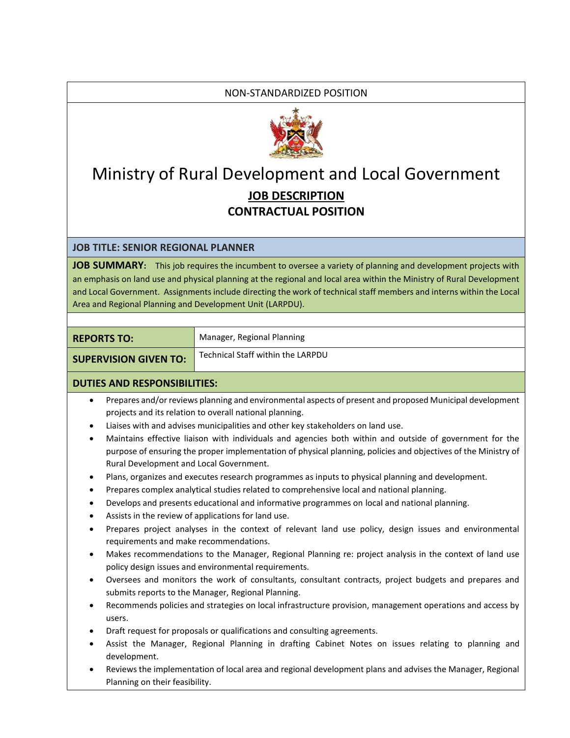NON-STANDARDIZED POSITION

# Ministry of Rural Development and Local Government

## JOB DESCRIPTION

## CONTRACTUAL POSITION

**JOB TITLE: SENIOR REGIONAL PLANNER**

**JOB SUMMARY:** This job requires the incumbent to oversee a variety of planning and development projects with an emphasis on land use and physical planning at the regional and local area within the Ministry of Rural Development and Local Government. Assignments include directing the work of technical staff members and interns within the Local Area and Regional Planning and Development Unit (LARPDU).

| | |
|---|---|
| **REPORTS TO:** | Manager, Regional Planning |
| **SUPERVISION GIVEN TO:** | Technical Staff within the LARPDU |

**DUTIES AND RESPONSIBILITIES:**

- Prepares and/or reviews planning and environmental aspects of present and proposed Municipal development projects and its relation to overall national planning.
- Liaises with and advises municipalities and other key stakeholders on land use.
- Maintains effective liaison with individuals and agencies both within and outside of government for the purpose of ensuring the proper implementation of physical planning, policies and objectives of the Ministry of Rural Development and Local Government.
- Plans, organizes and executes research programmes as inputs to physical planning and development.
- Prepares complex analytical studies related to comprehensive local and national planning.
- Develops and presents educational and informative programmes on local and national planning.
- Assists in the review of applications for land use.
- Prepares project analyses in the context of relevant land use policy, design issues and environmental requirements and make recommendations.
- Makes recommendations to the Manager, Regional Planning re: project analysis in the context of land use policy design issues and environmental requirements.
- Oversees and monitors the work of consultants, consultant contracts, project budgets and prepares and submits reports to the Manager, Regional Planning.
- Recommends policies and strategies on local infrastructure provision, management operations and access by users.
- Draft request for proposals or qualifications and consulting agreements.
- Assist the Manager, Regional Planning in drafting Cabinet Notes on issues relating to planning and development.
- Reviews the implementation of local area and regional development plans and advises the Manager, Regional Planning on their feasibility.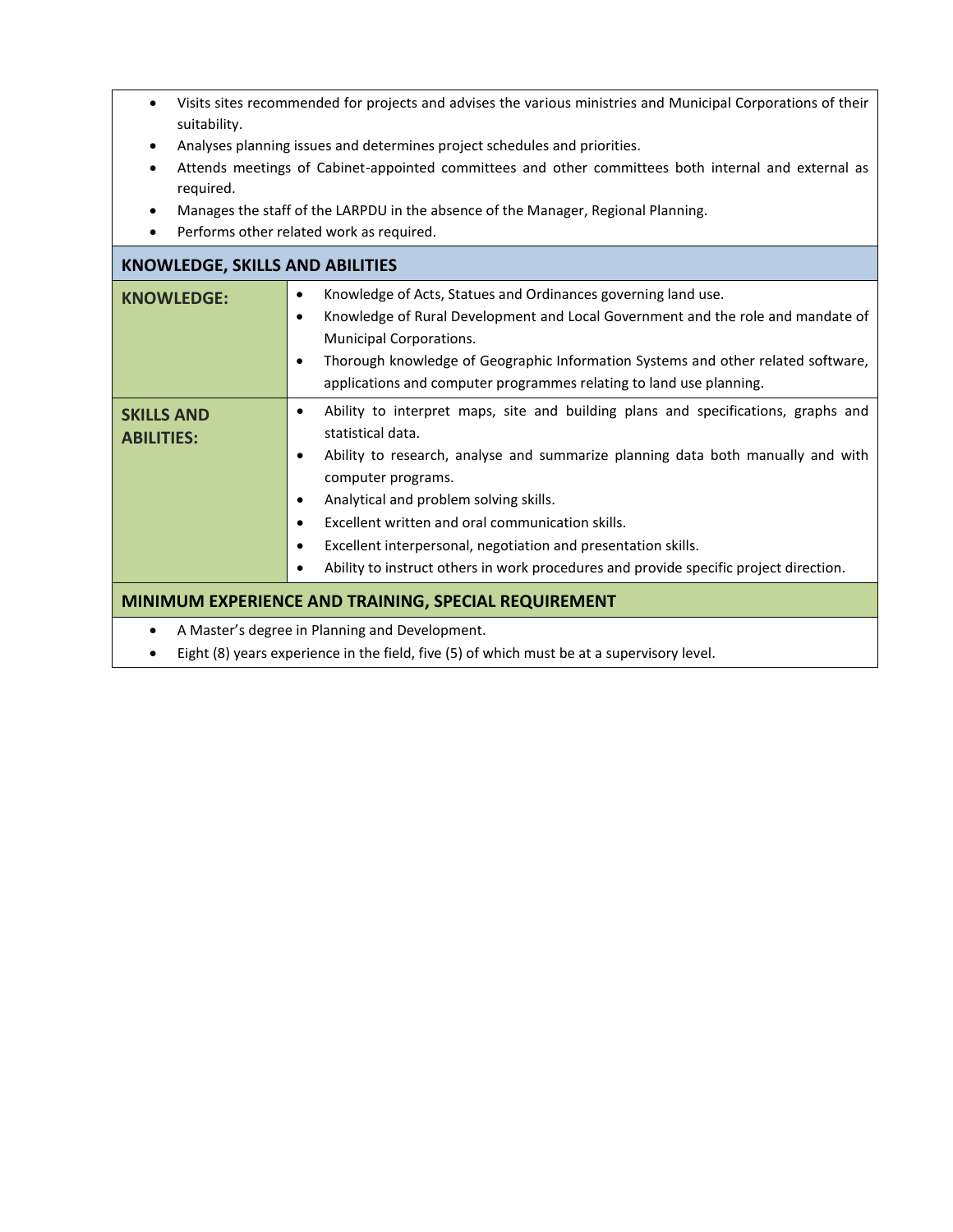- Visits sites recommended for projects and advises the various ministries and Municipal Corporations of their suitability.
- Analyses planning issues and determines project schedules and priorities.
- Attends meetings of Cabinet-appointed committees and other committees both internal and external as required.
- Manages the staff of the LARPDU in the absence of the Manager, Regional Planning.
- Performs other related work as required.

## KNOWLEDGE, SKILLS AND ABILITIES

| | |
|---|---|
| **KNOWLEDGE:** | • Knowledge of Acts, Statues and Ordinances governing land use.<br>• Knowledge of Rural Development and Local Government and the role and mandate of Municipal Corporations.<br>• Thorough knowledge of Geographic Information Systems and other related software, applications and computer programmes relating to land use planning. |
| **SKILLS AND ABILITIES:** | • Ability to interpret maps, site and building plans and specifications, graphs and statistical data.<br>• Ability to research, analyse and summarize planning data both manually and with computer programs.<br>• Analytical and problem solving skills.<br>• Excellent written and oral communication skills.<br>• Excellent interpersonal, negotiation and presentation skills.<br>• Ability to instruct others in work procedures and provide specific project direction. |

## MINIMUM EXPERIENCE AND TRAINING, SPECIAL REQUIREMENT

- A Master's degree in Planning and Development.
- Eight (8) years experience in the field, five (5) of which must be at a supervisory level.